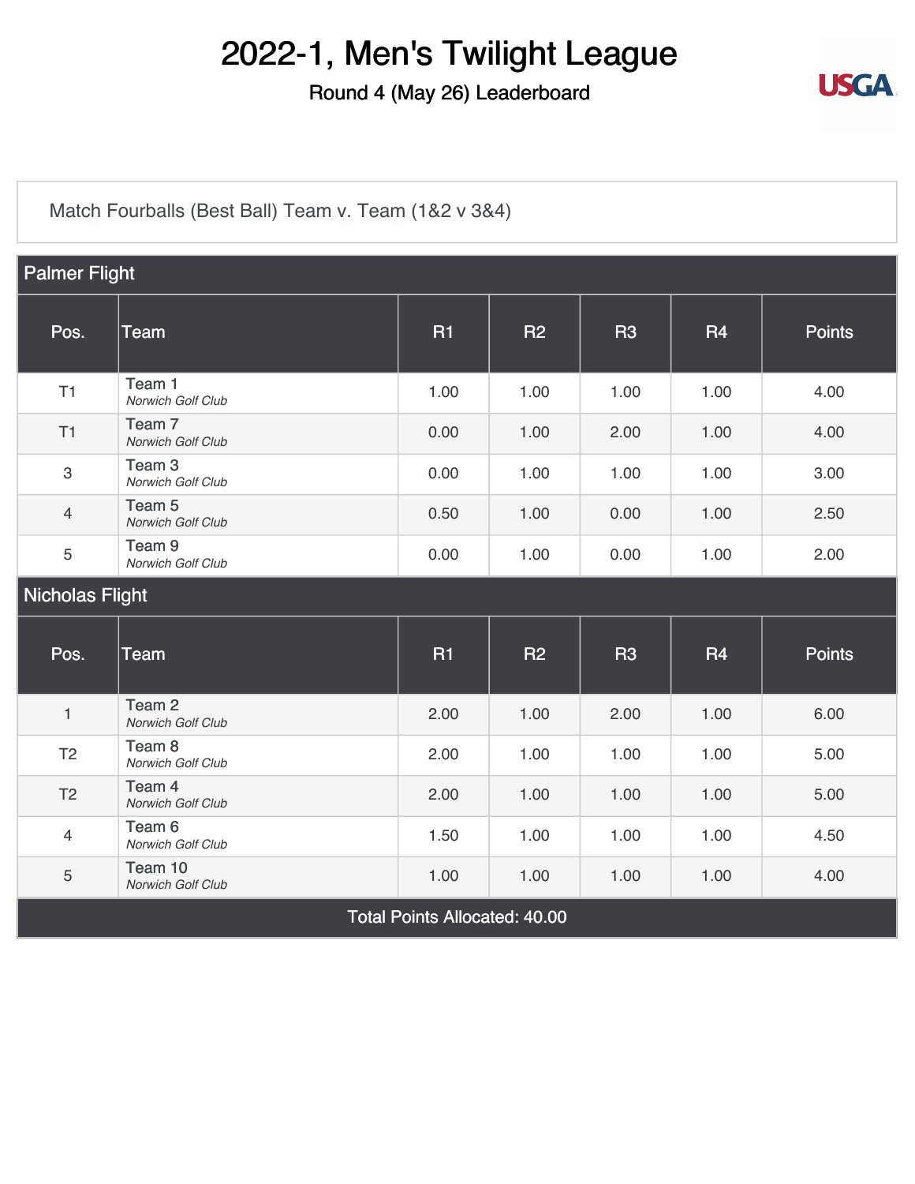# 2022-1, Men's Twilight League

## Round 4 (May 26) Leaderboard

Match Fourballs (Best Ball) Team v. Team (1&2 v 3&4)

### Palmer Flight

| Pos. | Team | R1 | R2 | R3 | R4 | Points |
|---|---|---|---|---|---|---|
| T1 | Team 1 *Norwich Golf Club* | 1.00 | 1.00 | 1.00 | 1.00 | 4.00 |
| T1 | Team 7 *Norwich Golf Club* | 0.00 | 1.00 | 2.00 | 1.00 | 4.00 |
| 3 | Team 3 *Norwich Golf Club* | 0.00 | 1.00 | 1.00 | 1.00 | 3.00 |
| 4 | Team 5 *Norwich Golf Club* | 0.50 | 1.00 | 0.00 | 1.00 | 2.50 |
| 5 | Team 9 *Norwich Golf Club* | 0.00 | 1.00 | 0.00 | 1.00 | 2.00 |

### Nicholas Flight

| Pos. | Team | R1 | R2 | R3 | R4 | Points |
|---|---|---|---|---|---|---|
| 1 | Team 2 *Norwich Golf Club* | 2.00 | 1.00 | 2.00 | 1.00 | 6.00 |
| T2 | Team 8 *Norwich Golf Club* | 2.00 | 1.00 | 1.00 | 1.00 | 5.00 |
| T2 | Team 4 *Norwich Golf Club* | 2.00 | 1.00 | 1.00 | 1.00 | 5.00 |
| 4 | Team 6 *Norwich Golf Club* | 1.50 | 1.00 | 1.00 | 1.00 | 4.50 |
| 5 | Team 10 *Norwich Golf Club* | 1.00 | 1.00 | 1.00 | 1.00 | 4.00 |

Total Points Allocated: 40.00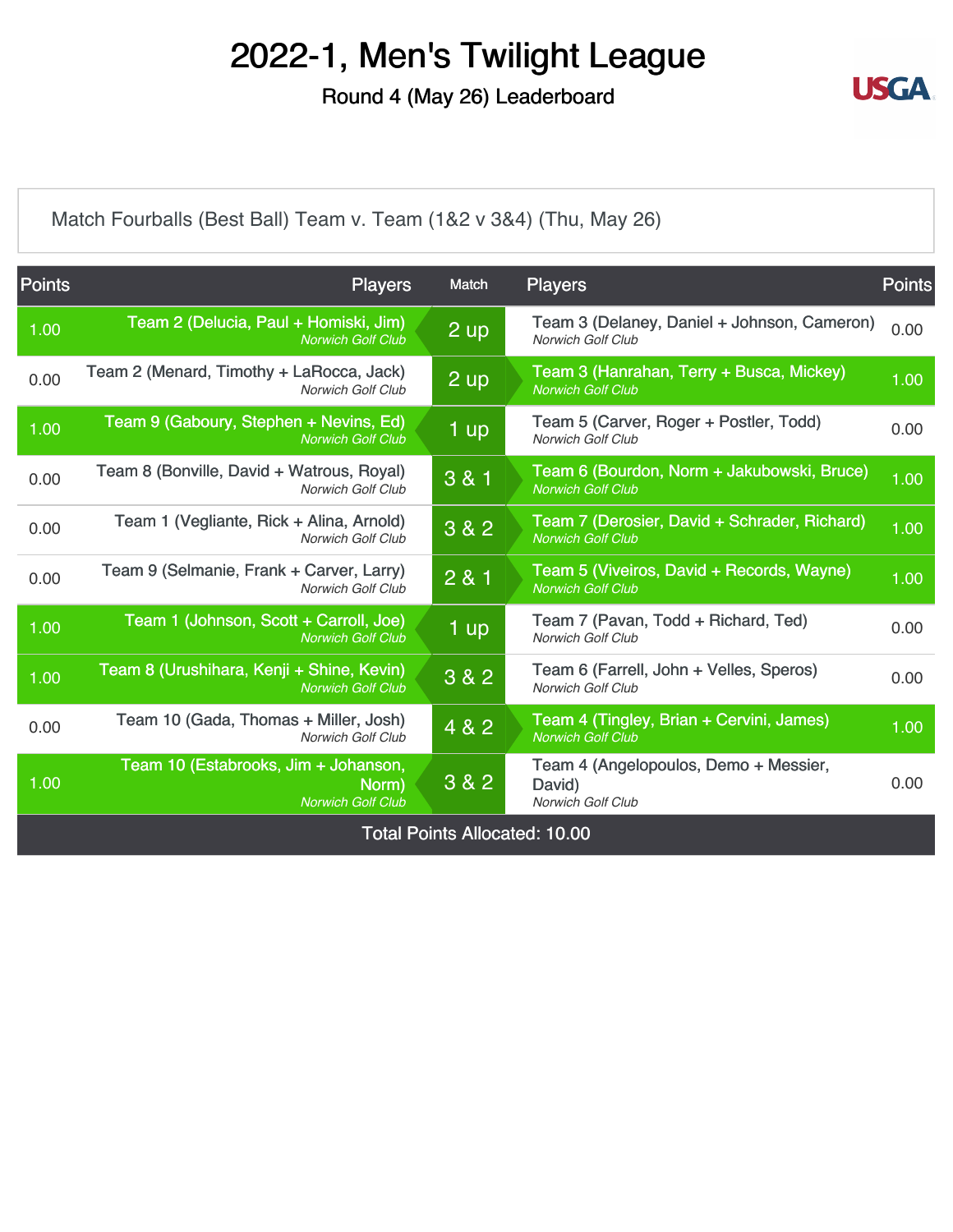# 2022-1, Men's Twilight League

## Round 4 (May 26) Leaderboard

Match Fourballs (Best Ball) Team v. Team (1&2 v 3&4) (Thu, May 26)

| Points | Players | Match | Players | Points |
|---|---|---|---|---|
| 1.00 | Team 2 (Delucia, Paul + Homiski, Jim) *Norwich Golf Club* | 2 up | Team 3 (Delaney, Daniel + Johnson, Cameron) *Norwich Golf Club* | 0.00 |
| 0.00 | Team 2 (Menard, Timothy + LaRocca, Jack) *Norwich Golf Club* | 2 up | Team 3 (Hanrahan, Terry + Busca, Mickey) *Norwich Golf Club* | 1.00 |
| 1.00 | Team 9 (Gaboury, Stephen + Nevins, Ed) *Norwich Golf Club* | 1 up | Team 5 (Carver, Roger + Postler, Todd) *Norwich Golf Club* | 0.00 |
| 0.00 | Team 8 (Bonville, David + Watrous, Royal) *Norwich Golf Club* | 3 & 1 | Team 6 (Bourdon, Norm + Jakubowski, Bruce) *Norwich Golf Club* | 1.00 |
| 0.00 | Team 1 (Vegliante, Rick + Alina, Arnold) *Norwich Golf Club* | 3 & 2 | Team 7 (Derosier, David + Schrader, Richard) *Norwich Golf Club* | 1.00 |
| 0.00 | Team 9 (Selmanie, Frank + Carver, Larry) *Norwich Golf Club* | 2 & 1 | Team 5 (Viveiros, David + Records, Wayne) *Norwich Golf Club* | 1.00 |
| 1.00 | Team 1 (Johnson, Scott + Carroll, Joe) *Norwich Golf Club* | 1 up | Team 7 (Pavan, Todd + Richard, Ted) *Norwich Golf Club* | 0.00 |
| 1.00 | Team 8 (Urushihara, Kenji + Shine, Kevin) *Norwich Golf Club* | 3 & 2 | Team 6 (Farrell, John + Velles, Speros) *Norwich Golf Club* | 0.00 |
| 0.00 | Team 10 (Gada, Thomas + Miller, Josh) *Norwich Golf Club* | 4 & 2 | Team 4 (Tingley, Brian + Cervini, James) *Norwich Golf Club* | 1.00 |
| 1.00 | Team 10 (Estabrooks, Jim + Johanson, Norm) *Norwich Golf Club* | 3 & 2 | Team 4 (Angelopoulos, Demo + Messier, David) *Norwich Golf Club* | 0.00 |

Total Points Allocated: 10.00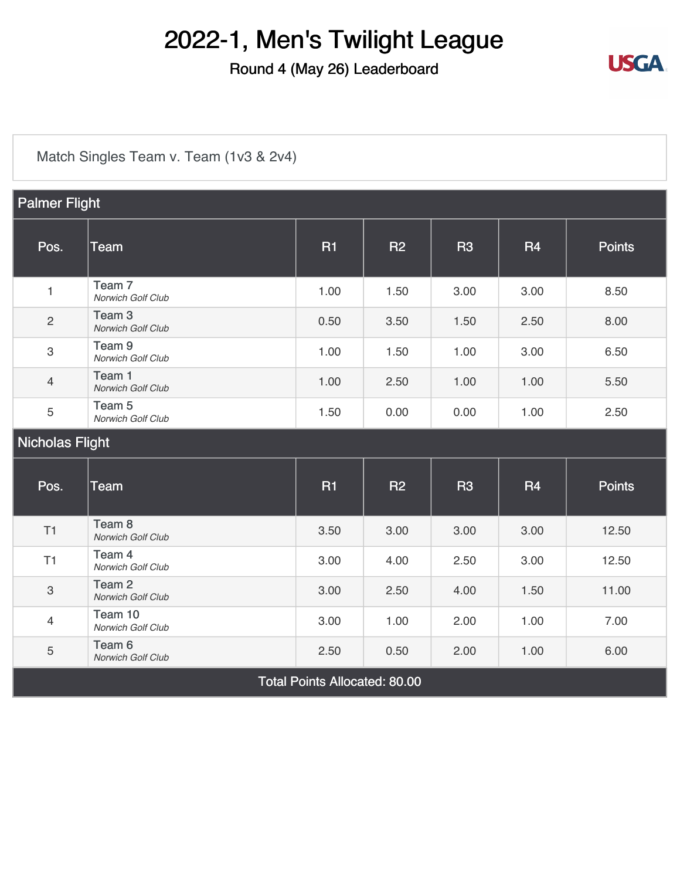# 2022-1, Men's Twilight League

## Round 4 (May 26) Leaderboard

Match Singles Team v. Team (1v3 & 2v4)

| Pos. | Team | R1 | R2 | R3 | R4 | Points |
|---|---|---|---|---|---|---|
| **Palmer Flight** | | | | | | |
| 1 | Team 7 *Norwich Golf Club* | 1.00 | 1.50 | 3.00 | 3.00 | 8.50 |
| 2 | Team 3 *Norwich Golf Club* | 0.50 | 3.50 | 1.50 | 2.50 | 8.00 |
| 3 | Team 9 *Norwich Golf Club* | 1.00 | 1.50 | 1.00 | 3.00 | 6.50 |
| 4 | Team 1 *Norwich Golf Club* | 1.00 | 2.50 | 1.00 | 1.00 | 5.50 |
| 5 | Team 5 *Norwich Golf Club* | 1.50 | 0.00 | 0.00 | 1.00 | 2.50 |
| **Nicholas Flight** | | | | | | |
| T1 | Team 8 *Norwich Golf Club* | 3.50 | 3.00 | 3.00 | 3.00 | 12.50 |
| T1 | Team 4 *Norwich Golf Club* | 3.00 | 4.00 | 2.50 | 3.00 | 12.50 |
| 3 | Team 2 *Norwich Golf Club* | 3.00 | 2.50 | 4.00 | 1.50 | 11.00 |
| 4 | Team 10 *Norwich Golf Club* | 3.00 | 1.00 | 2.00 | 1.00 | 7.00 |
| 5 | Team 6 *Norwich Golf Club* | 2.50 | 0.50 | 2.00 | 1.00 | 6.00 |

Total Points Allocated: 80.00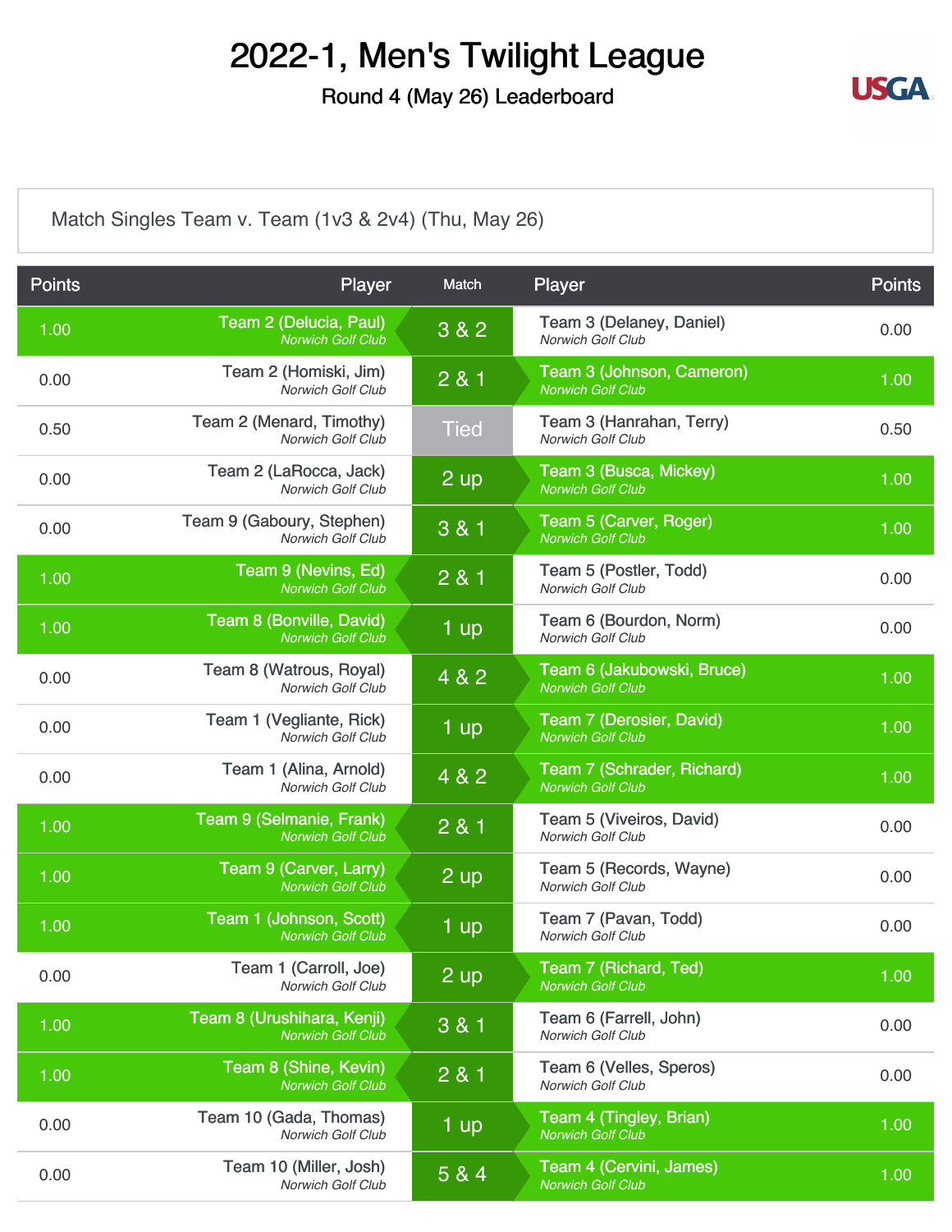# 2022-1, Men's Twilight League

Round 4 (May 26) Leaderboard

USGA

Match Singles Team v. Team (1v3 & 2v4) (Thu, May 26)

| Points | Player | Match | Player | Points |
|---|---|---|---|---|
| 1.00 | Team 2 (Delucia, Paul) *Norwich Golf Club* | 3 & 2 | Team 3 (Delaney, Daniel) *Norwich Golf Club* | 0.00 |
| 0.00 | Team 2 (Homiski, Jim) *Norwich Golf Club* | 2 & 1 | Team 3 (Johnson, Cameron) *Norwich Golf Club* | 1.00 |
| 0.50 | Team 2 (Menard, Timothy) *Norwich Golf Club* | Tied | Team 3 (Hanrahan, Terry) *Norwich Golf Club* | 0.50 |
| 0.00 | Team 2 (LaRocca, Jack) *Norwich Golf Club* | 2 up | Team 3 (Busca, Mickey) *Norwich Golf Club* | 1.00 |
| 0.00 | Team 9 (Gaboury, Stephen) *Norwich Golf Club* | 3 & 1 | Team 5 (Carver, Roger) *Norwich Golf Club* | 1.00 |
| 1.00 | Team 9 (Nevins, Ed) *Norwich Golf Club* | 2 & 1 | Team 5 (Postler, Todd) *Norwich Golf Club* | 0.00 |
| 1.00 | Team 8 (Bonville, David) *Norwich Golf Club* | 1 up | Team 6 (Bourdon, Norm) *Norwich Golf Club* | 0.00 |
| 0.00 | Team 8 (Watrous, Royal) *Norwich Golf Club* | 4 & 2 | Team 6 (Jakubowski, Bruce) *Norwich Golf Club* | 1.00 |
| 0.00 | Team 1 (Vegliante, Rick) *Norwich Golf Club* | 1 up | Team 7 (Derosier, David) *Norwich Golf Club* | 1.00 |
| 0.00 | Team 1 (Alina, Arnold) *Norwich Golf Club* | 4 & 2 | Team 7 (Schrader, Richard) *Norwich Golf Club* | 1.00 |
| 1.00 | Team 9 (Selmanie, Frank) *Norwich Golf Club* | 2 & 1 | Team 5 (Viveiros, David) *Norwich Golf Club* | 0.00 |
| 1.00 | Team 9 (Carver, Larry) *Norwich Golf Club* | 2 up | Team 5 (Records, Wayne) *Norwich Golf Club* | 0.00 |
| 1.00 | Team 1 (Johnson, Scott) *Norwich Golf Club* | 1 up | Team 7 (Pavan, Todd) *Norwich Golf Club* | 0.00 |
| 0.00 | Team 1 (Carroll, Joe) *Norwich Golf Club* | 2 up | Team 7 (Richard, Ted) *Norwich Golf Club* | 1.00 |
| 1.00 | Team 8 (Urushihara, Kenji) *Norwich Golf Club* | 3 & 1 | Team 6 (Farrell, John) *Norwich Golf Club* | 0.00 |
| 1.00 | Team 8 (Shine, Kevin) *Norwich Golf Club* | 2 & 1 | Team 6 (Velles, Speros) *Norwich Golf Club* | 0.00 |
| 0.00 | Team 10 (Gada, Thomas) *Norwich Golf Club* | 1 up | Team 4 (Tingley, Brian) *Norwich Golf Club* | 1.00 |
| 0.00 | Team 10 (Miller, Josh) *Norwich Golf Club* | 5 & 4 | Team 4 (Cervini, James) *Norwich Golf Club* | 1.00 |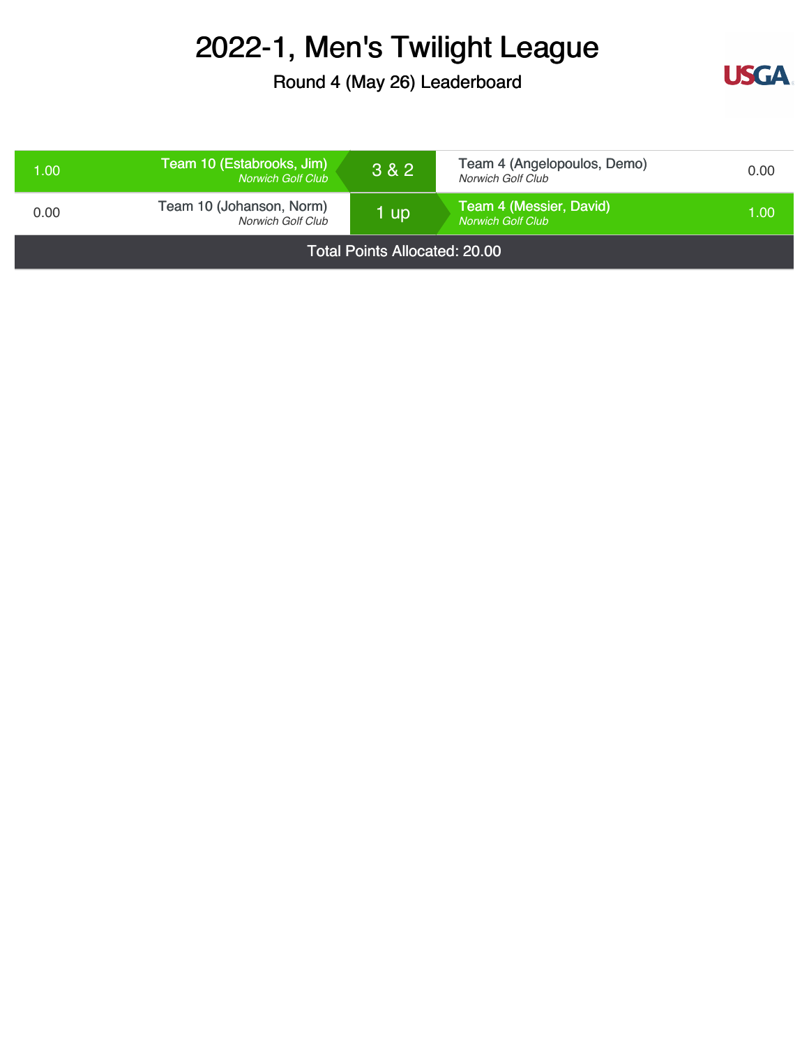# 2022-1, Men's Twilight League

## Round 4 (May 26) Leaderboard

| Points | Team | Result | Team | Points |
|---|---|---|---|---|
| 1.00 | **Team 10 (Estabrooks, Jim)** *Norwich Golf Club* | 3 & 2 | Team 4 (Angelopoulos, Demo) *Norwich Golf Club* | 0.00 |
| 0.00 | Team 10 (Johanson, Norm) *Norwich Golf Club* | 1 up | **Team 4 (Messier, David)** *Norwich Golf Club* | 1.00 |

Total Points Allocated: 20.00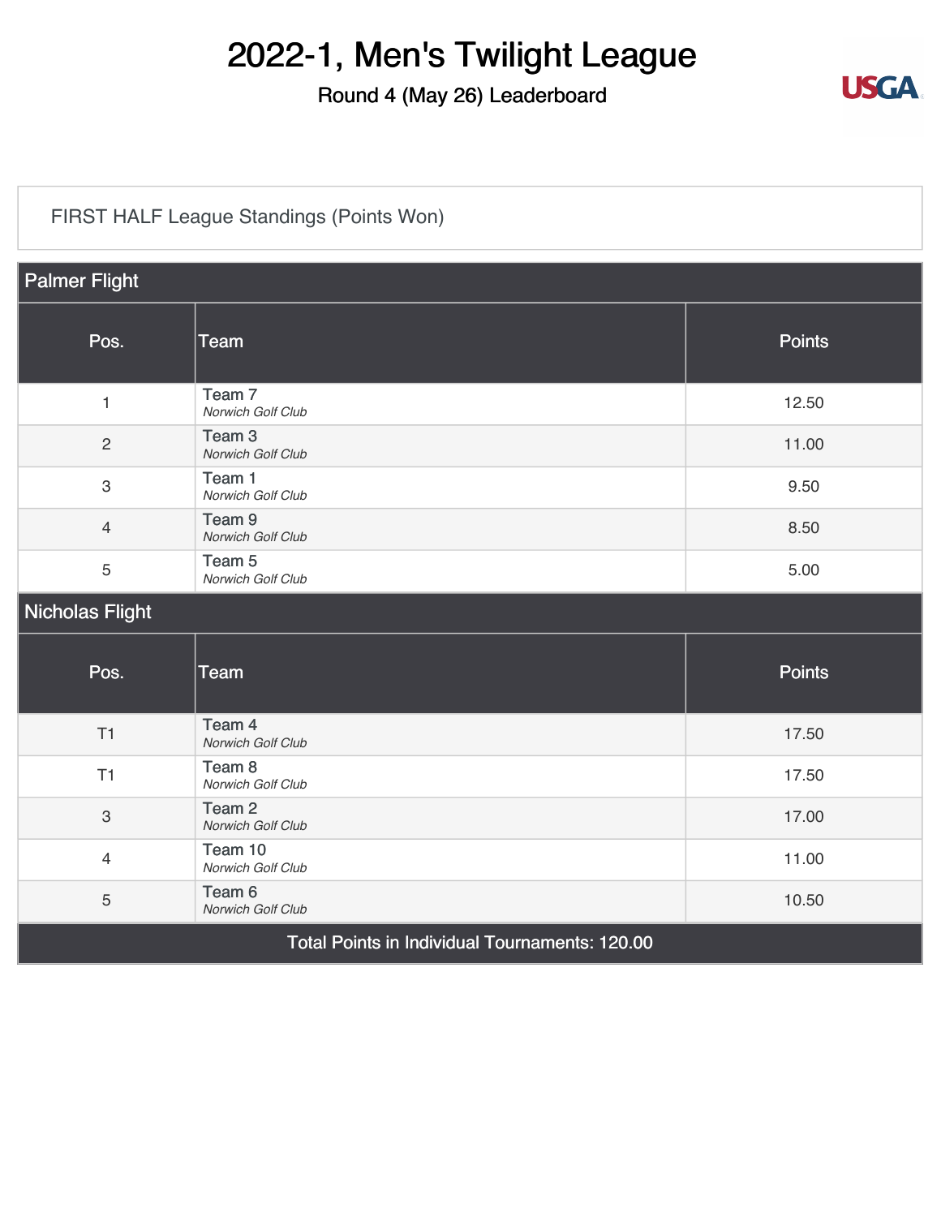# 2022-1, Men's Twilight League

## Round 4 (May 26) Leaderboard

FIRST HALF League Standings (Points Won)

### Palmer Flight

| Pos. | Team | Points |
|---|---|---|
| 1 | Team 7<br>*Norwich Golf Club* | 12.50 |
| 2 | Team 3<br>*Norwich Golf Club* | 11.00 |
| 3 | Team 1<br>*Norwich Golf Club* | 9.50 |
| 4 | Team 9<br>*Norwich Golf Club* | 8.50 |
| 5 | Team 5<br>*Norwich Golf Club* | 5.00 |

### Nicholas Flight

| Pos. | Team | Points |
|---|---|---|
| T1 | Team 4<br>*Norwich Golf Club* | 17.50 |
| T1 | Team 8<br>*Norwich Golf Club* | 17.50 |
| 3 | Team 2<br>*Norwich Golf Club* | 17.00 |
| 4 | Team 10<br>*Norwich Golf Club* | 11.00 |
| 5 | Team 6<br>*Norwich Golf Club* | 10.50 |

Total Points in Individual Tournaments: 120.00